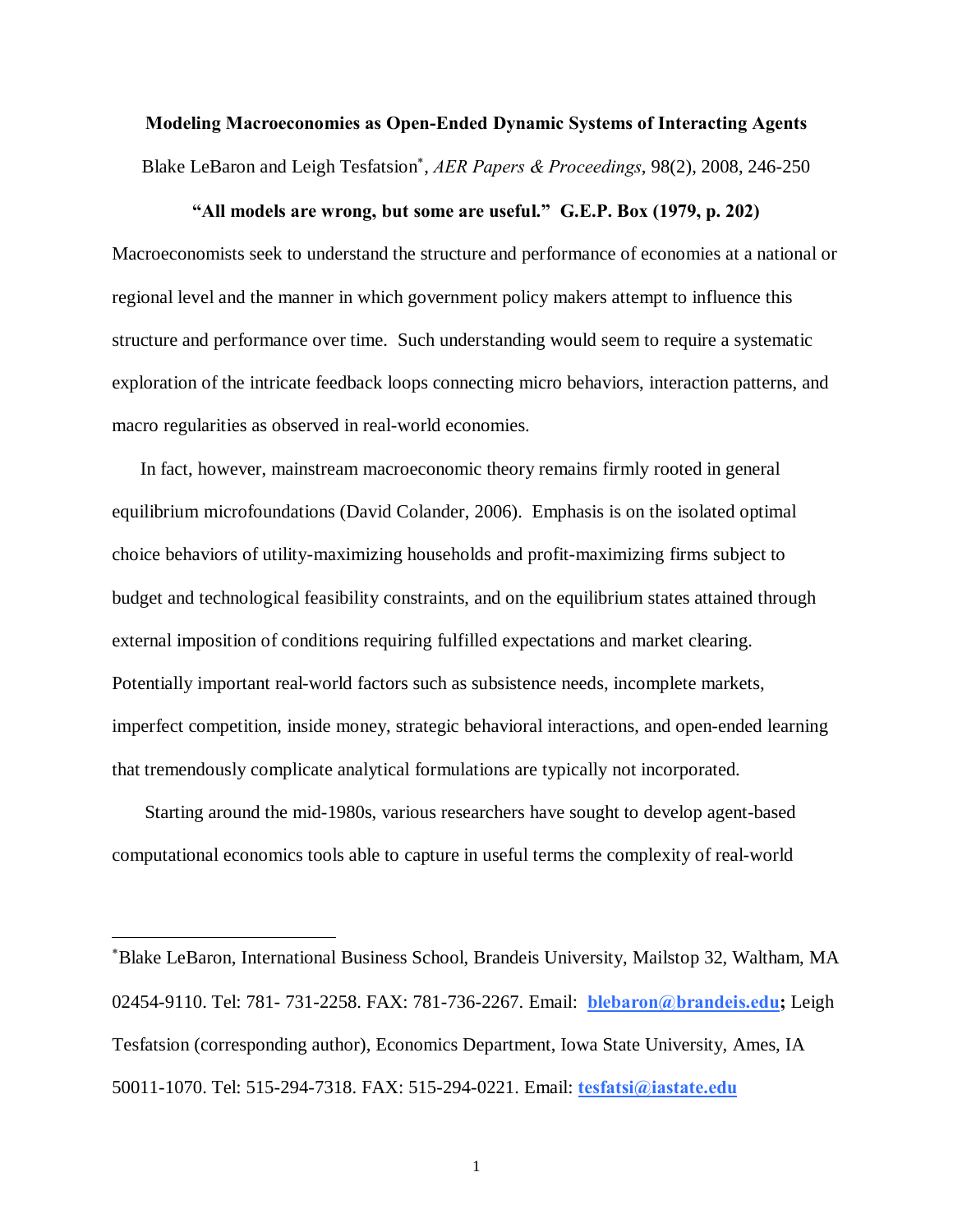# Modeling Macroeconomies as Open-Ended Dynamic Systems of Interacting Agents

Blake LeBaron and Leigh Tesfatsion[*], *AER Papers & Proceedings*, 98(2), 2008, 246-250

**"All models are wrong, but some are useful." G.E.P. Box (1979, p. 202)**

Macroeconomists seek to understand the structure and performance of economies at a national or regional level and the manner in which government policy makers attempt to influence this structure and performance over time. Such understanding would seem to require a systematic exploration of the intricate feedback loops connecting micro behaviors, interaction patterns, and macro regularities as observed in real-world economies.

In fact, however, mainstream macroeconomic theory remains firmly rooted in general equilibrium microfoundations (David Colander, 2006). Emphasis is on the isolated optimal choice behaviors of utility-maximizing households and profit-maximizing firms subject to budget and technological feasibility constraints, and on the equilibrium states attained through external imposition of conditions requiring fulfilled expectations and market clearing. Potentially important real-world factors such as subsistence needs, incomplete markets, imperfect competition, inside money, strategic behavioral interactions, and open-ended learning that tremendously complicate analytical formulations are typically not incorporated.

Starting around the mid-1980s, various researchers have sought to develop agent-based computational economics tools able to capture in useful terms the complexity of real-world

---

[*] Blake LeBaron, International Business School, Brandeis University, Mailstop 32, Waltham, MA 02454-9110. Tel: 781- 731-2258. FAX: 781-736-2267. Email: **blebaron@brandeis.edu**; Leigh Tesfatsion (corresponding author), Economics Department, Iowa State University, Ames, IA 50011-1070. Tel: 515-294-7318. FAX: 515-294-0221. Email: **tesfatsi@iastate.edu**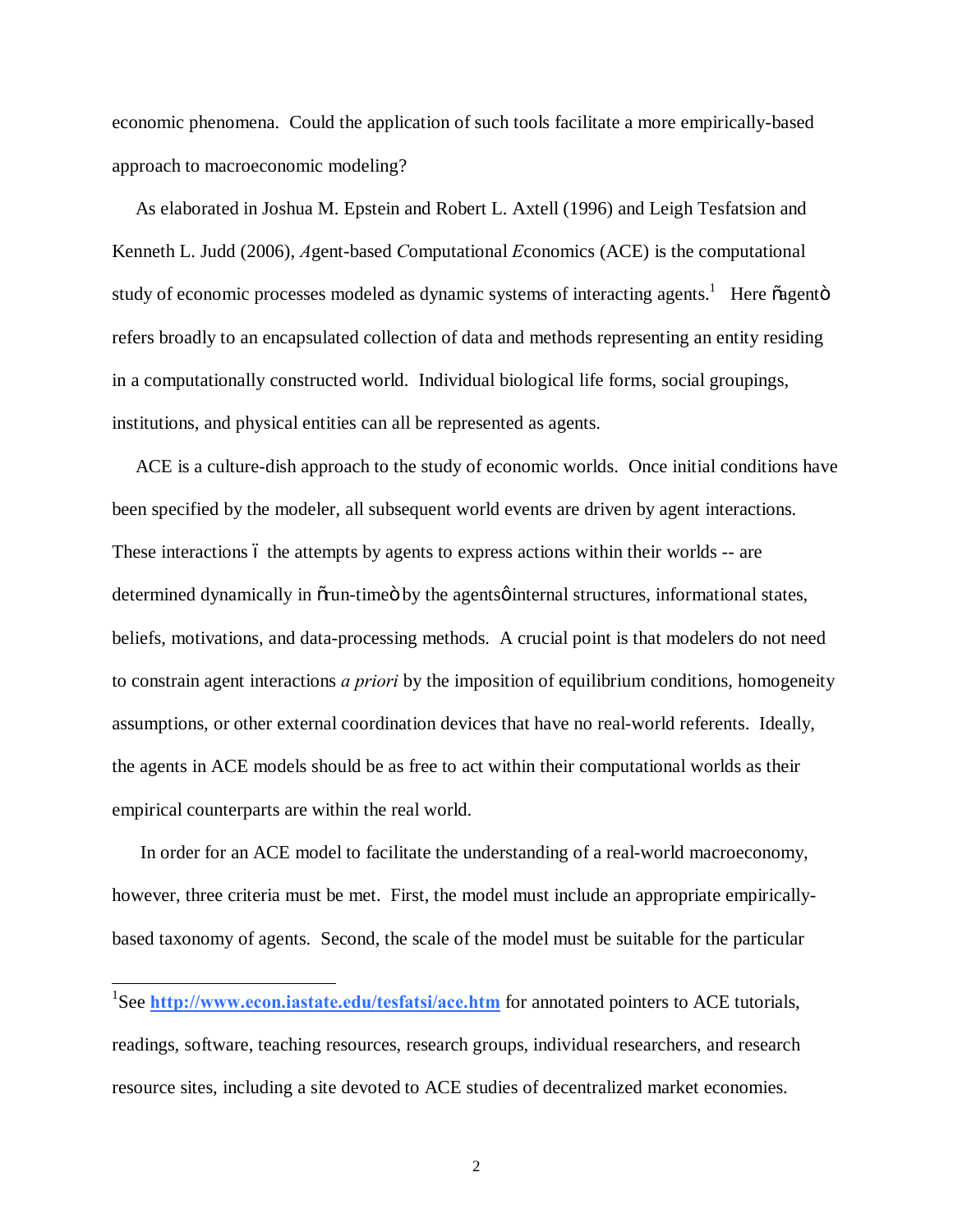economic phenomena. Could the application of such tools facilitate a more empirically-based approach to macroeconomic modeling?

As elaborated in Joshua M. Epstein and Robert L. Axtell (1996) and Leigh Tesfatsion and Kenneth L. Judd (2006), *A*gent-based *C*omputational *E*conomics (ACE) is the computational study of economic processes modeled as dynamic systems of interacting agents.[1] Here "agent" refers broadly to an encapsulated collection of data and methods representing an entity residing in a computationally constructed world. Individual biological life forms, social groupings, institutions, and physical entities can all be represented as agents.

ACE is a culture-dish approach to the study of economic worlds. Once initial conditions have been specified by the modeler, all subsequent world events are driven by agent interactions. These interactions – the attempts by agents to express actions within their worlds -- are determined dynamically in "run-time" by the agents' internal structures, informational states, beliefs, motivations, and data-processing methods. A crucial point is that modelers do not need to constrain agent interactions *a priori* by the imposition of equilibrium conditions, homogeneity assumptions, or other external coordination devices that have no real-world referents. Ideally, the agents in ACE models should be as free to act within their computational worlds as their empirical counterparts are within the real world.

In order for an ACE model to facilitate the understanding of a real-world macroeconomy, however, three criteria must be met. First, the model must include an appropriate empirically-based taxonomy of agents. Second, the scale of the model must be suitable for the particular

---

[1]See **http://www.econ.iastate.edu/tesfatsi/ace.htm** for annotated pointers to ACE tutorials, readings, software, teaching resources, research groups, individual researchers, and research resource sites, including a site devoted to ACE studies of decentralized market economies.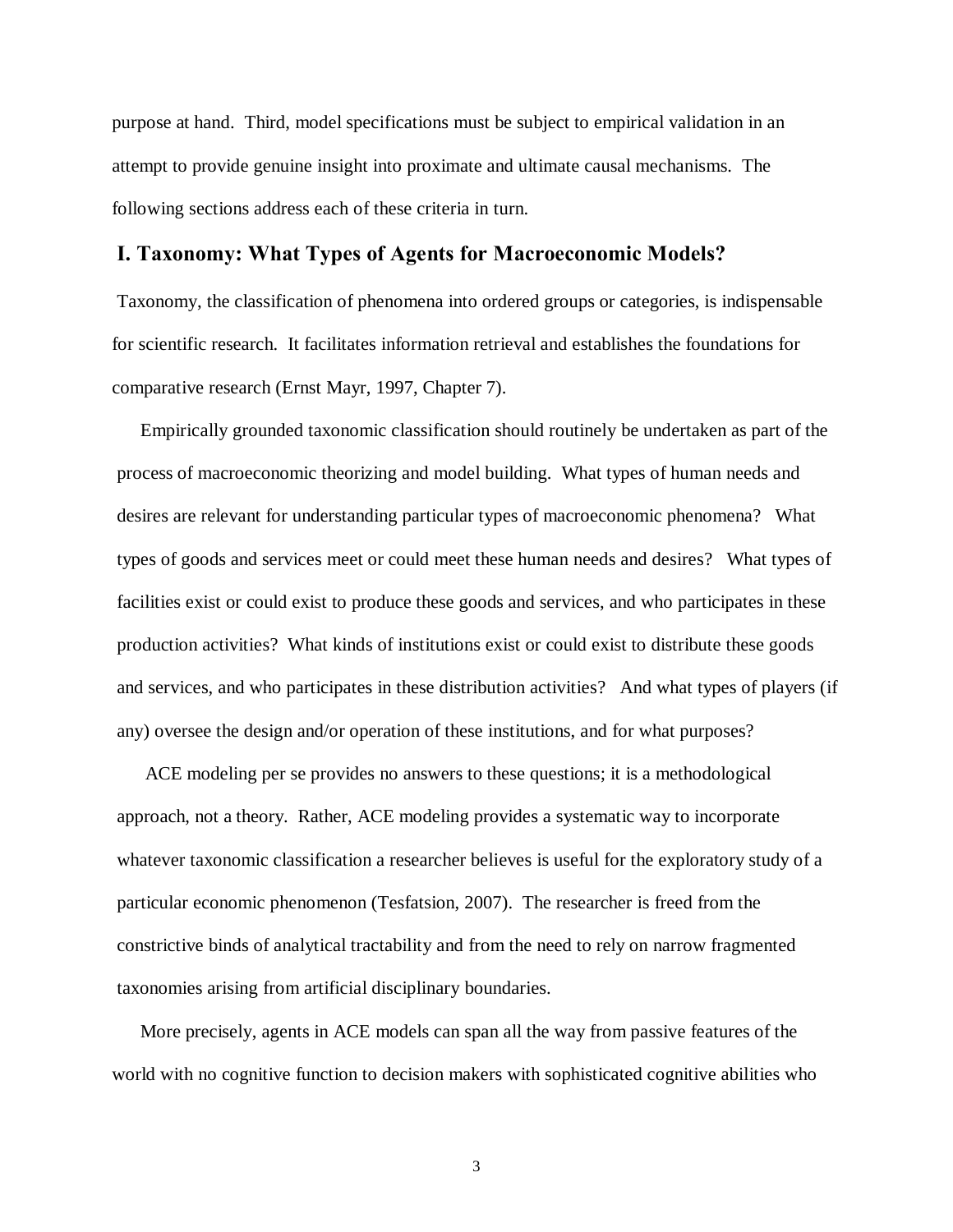purpose at hand. Third, model specifications must be subject to empirical validation in an attempt to provide genuine insight into proximate and ultimate causal mechanisms. The following sections address each of these criteria in turn.

## I. Taxonomy: What Types of Agents for Macroeconomic Models?

Taxonomy, the classification of phenomena into ordered groups or categories, is indispensable for scientific research. It facilitates information retrieval and establishes the foundations for comparative research (Ernst Mayr, 1997, Chapter 7).

Empirically grounded taxonomic classification should routinely be undertaken as part of the process of macroeconomic theorizing and model building. What types of human needs and desires are relevant for understanding particular types of macroeconomic phenomena? What types of goods and services meet or could meet these human needs and desires? What types of facilities exist or could exist to produce these goods and services, and who participates in these production activities? What kinds of institutions exist or could exist to distribute these goods and services, and who participates in these distribution activities? And what types of players (if any) oversee the design and/or operation of these institutions, and for what purposes?

ACE modeling per se provides no answers to these questions; it is a methodological approach, not a theory. Rather, ACE modeling provides a systematic way to incorporate whatever taxonomic classification a researcher believes is useful for the exploratory study of a particular economic phenomenon (Tesfatsion, 2007). The researcher is freed from the constrictive binds of analytical tractability and from the need to rely on narrow fragmented taxonomies arising from artificial disciplinary boundaries.

More precisely, agents in ACE models can span all the way from passive features of the world with no cognitive function to decision makers with sophisticated cognitive abilities who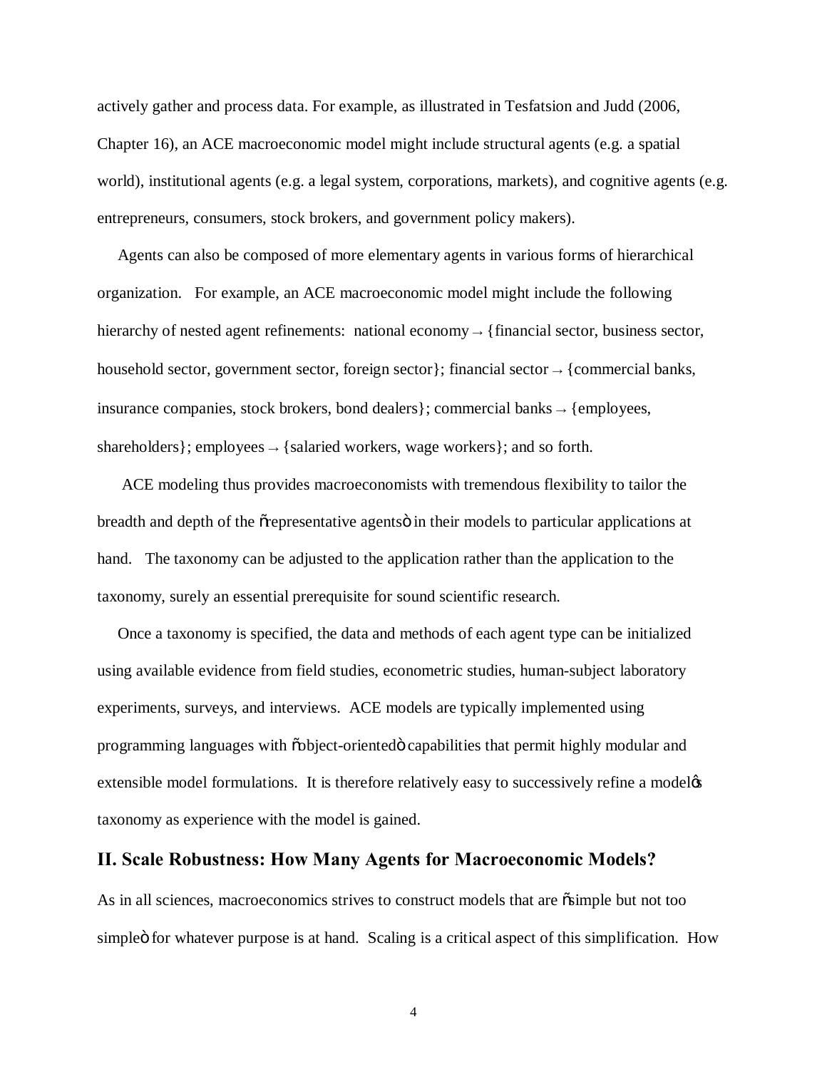actively gather and process data. For example, as illustrated in Tesfatsion and Judd (2006, Chapter 16), an ACE macroeconomic model might include structural agents (e.g. a spatial world), institutional agents (e.g. a legal system, corporations, markets), and cognitive agents (e.g. entrepreneurs, consumers, stock brokers, and government policy makers).

Agents can also be composed of more elementary agents in various forms of hierarchical organization. For example, an ACE macroeconomic model might include the following hierarchy of nested agent refinements: national economy → {financial sector, business sector, household sector, government sector, foreign sector}; financial sector → {commercial banks, insurance companies, stock brokers, bond dealers}; commercial banks → {employees, shareholders}; employees → {salaried workers, wage workers}; and so forth.

ACE modeling thus provides macroeconomists with tremendous flexibility to tailor the breadth and depth of the "representative agents" in their models to particular applications at hand. The taxonomy can be adjusted to the application rather than the application to the taxonomy, surely an essential prerequisite for sound scientific research.

Once a taxonomy is specified, the data and methods of each agent type can be initialized using available evidence from field studies, econometric studies, human-subject laboratory experiments, surveys, and interviews. ACE models are typically implemented using programming languages with "object-oriented" capabilities that permit highly modular and extensible model formulations. It is therefore relatively easy to successively refine a model's taxonomy as experience with the model is gained.

## II. Scale Robustness: How Many Agents for Macroeconomic Models?

As in all sciences, macroeconomics strives to construct models that are "simple but not too simple" for whatever purpose is at hand. Scaling is a critical aspect of this simplification. How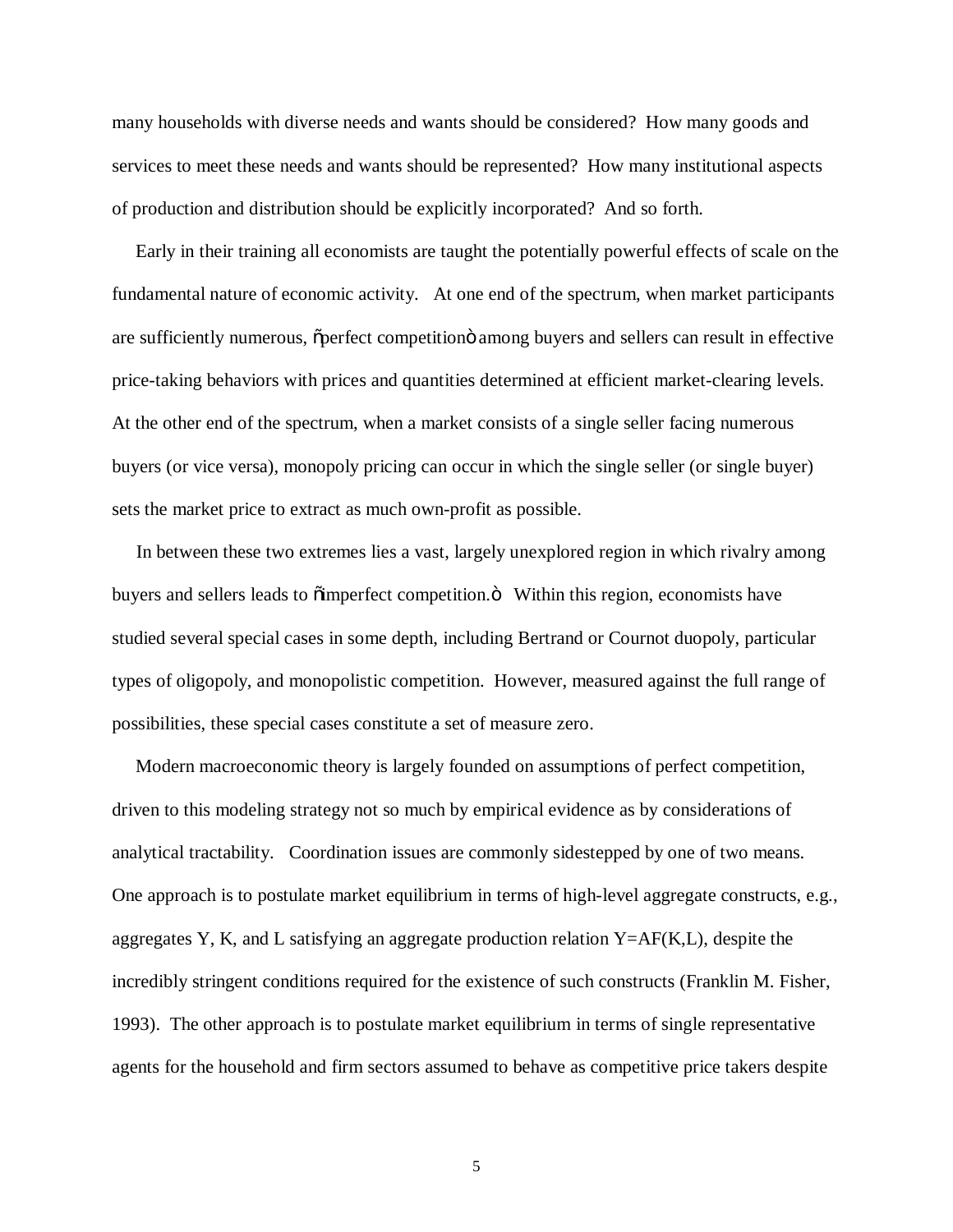many households with diverse needs and wants should be considered? How many goods and services to meet these needs and wants should be represented? How many institutional aspects of production and distribution should be explicitly incorporated? And so forth.

Early in their training all economists are taught the potentially powerful effects of scale on the fundamental nature of economic activity. At one end of the spectrum, when market participants are sufficiently numerous, "perfect competition" among buyers and sellers can result in effective price-taking behaviors with prices and quantities determined at efficient market-clearing levels. At the other end of the spectrum, when a market consists of a single seller facing numerous buyers (or vice versa), monopoly pricing can occur in which the single seller (or single buyer) sets the market price to extract as much own-profit as possible.

In between these two extremes lies a vast, largely unexplored region in which rivalry among buyers and sellers leads to "imperfect competition." Within this region, economists have studied several special cases in some depth, including Bertrand or Cournot duopoly, particular types of oligopoly, and monopolistic competition. However, measured against the full range of possibilities, these special cases constitute a set of measure zero.

Modern macroeconomic theory is largely founded on assumptions of perfect competition, driven to this modeling strategy not so much by empirical evidence as by considerations of analytical tractability. Coordination issues are commonly sidestepped by one of two means. One approach is to postulate market equilibrium in terms of high-level aggregate constructs, e.g., aggregates Y, K, and L satisfying an aggregate production relation $Y=AF(K,L)$, despite the incredibly stringent conditions required for the existence of such constructs (Franklin M. Fisher, 1993). The other approach is to postulate market equilibrium in terms of single representative agents for the household and firm sectors assumed to behave as competitive price takers despite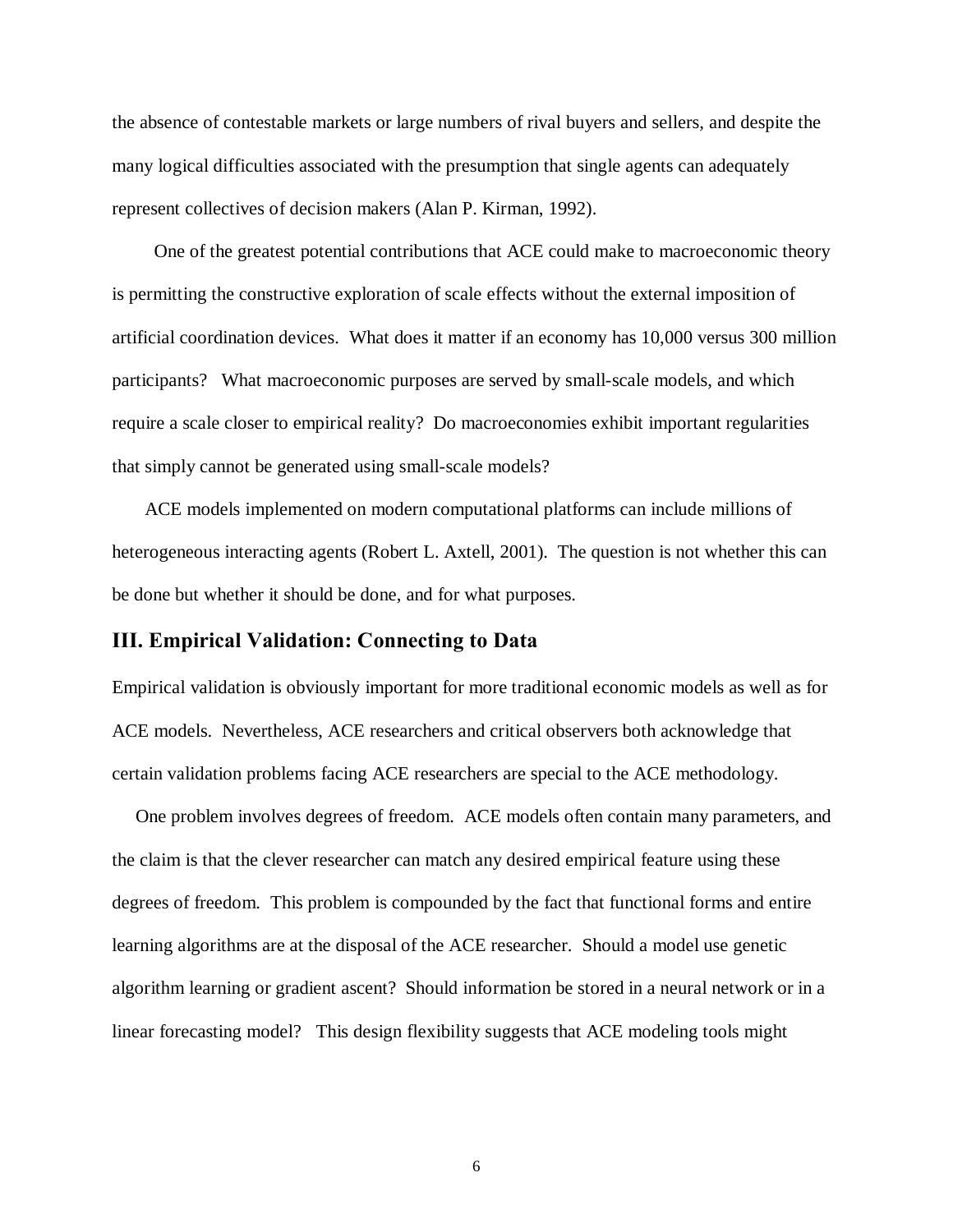the absence of contestable markets or large numbers of rival buyers and sellers, and despite the many logical difficulties associated with the presumption that single agents can adequately represent collectives of decision makers (Alan P. Kirman, 1992).

One of the greatest potential contributions that ACE could make to macroeconomic theory is permitting the constructive exploration of scale effects without the external imposition of artificial coordination devices. What does it matter if an economy has 10,000 versus 300 million participants? What macroeconomic purposes are served by small-scale models, and which require a scale closer to empirical reality? Do macroeconomies exhibit important regularities that simply cannot be generated using small-scale models?

ACE models implemented on modern computational platforms can include millions of heterogeneous interacting agents (Robert L. Axtell, 2001). The question is not whether this can be done but whether it should be done, and for what purposes.

## III. Empirical Validation: Connecting to Data

Empirical validation is obviously important for more traditional economic models as well as for ACE models. Nevertheless, ACE researchers and critical observers both acknowledge that certain validation problems facing ACE researchers are special to the ACE methodology.

One problem involves degrees of freedom. ACE models often contain many parameters, and the claim is that the clever researcher can match any desired empirical feature using these degrees of freedom. This problem is compounded by the fact that functional forms and entire learning algorithms are at the disposal of the ACE researcher. Should a model use genetic algorithm learning or gradient ascent? Should information be stored in a neural network or in a linear forecasting model? This design flexibility suggests that ACE modeling tools might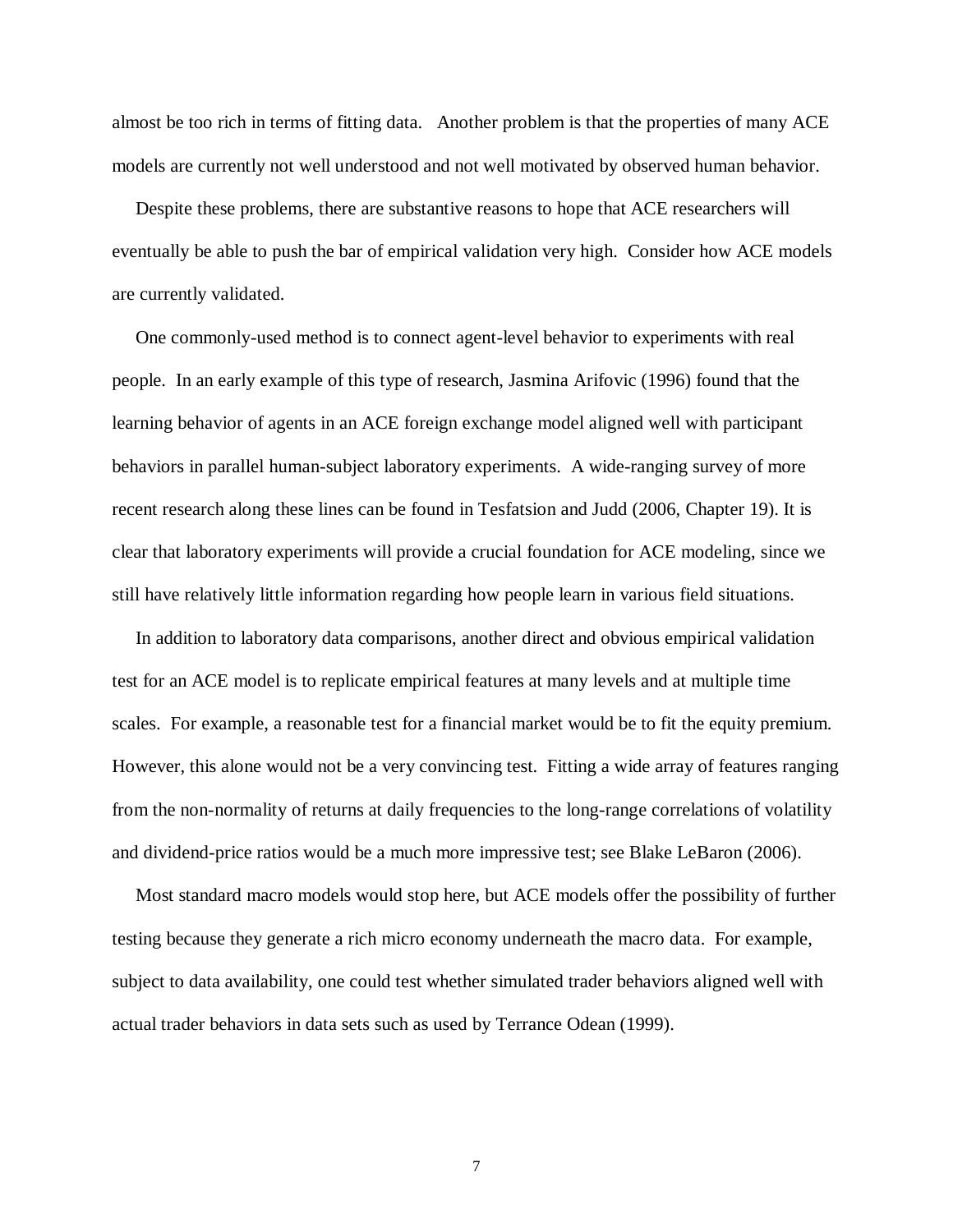almost be too rich in terms of fitting data. Another problem is that the properties of many ACE models are currently not well understood and not well motivated by observed human behavior.

Despite these problems, there are substantive reasons to hope that ACE researchers will eventually be able to push the bar of empirical validation very high. Consider how ACE models are currently validated.

One commonly-used method is to connect agent-level behavior to experiments with real people. In an early example of this type of research, Jasmina Arifovic (1996) found that the learning behavior of agents in an ACE foreign exchange model aligned well with participant behaviors in parallel human-subject laboratory experiments. A wide-ranging survey of more recent research along these lines can be found in Tesfatsion and Judd (2006, Chapter 19). It is clear that laboratory experiments will provide a crucial foundation for ACE modeling, since we still have relatively little information regarding how people learn in various field situations.

In addition to laboratory data comparisons, another direct and obvious empirical validation test for an ACE model is to replicate empirical features at many levels and at multiple time scales. For example, a reasonable test for a financial market would be to fit the equity premium. However, this alone would not be a very convincing test. Fitting a wide array of features ranging from the non-normality of returns at daily frequencies to the long-range correlations of volatility and dividend-price ratios would be a much more impressive test; see Blake LeBaron (2006).

Most standard macro models would stop here, but ACE models offer the possibility of further testing because they generate a rich micro economy underneath the macro data. For example, subject to data availability, one could test whether simulated trader behaviors aligned well with actual trader behaviors in data sets such as used by Terrance Odean (1999).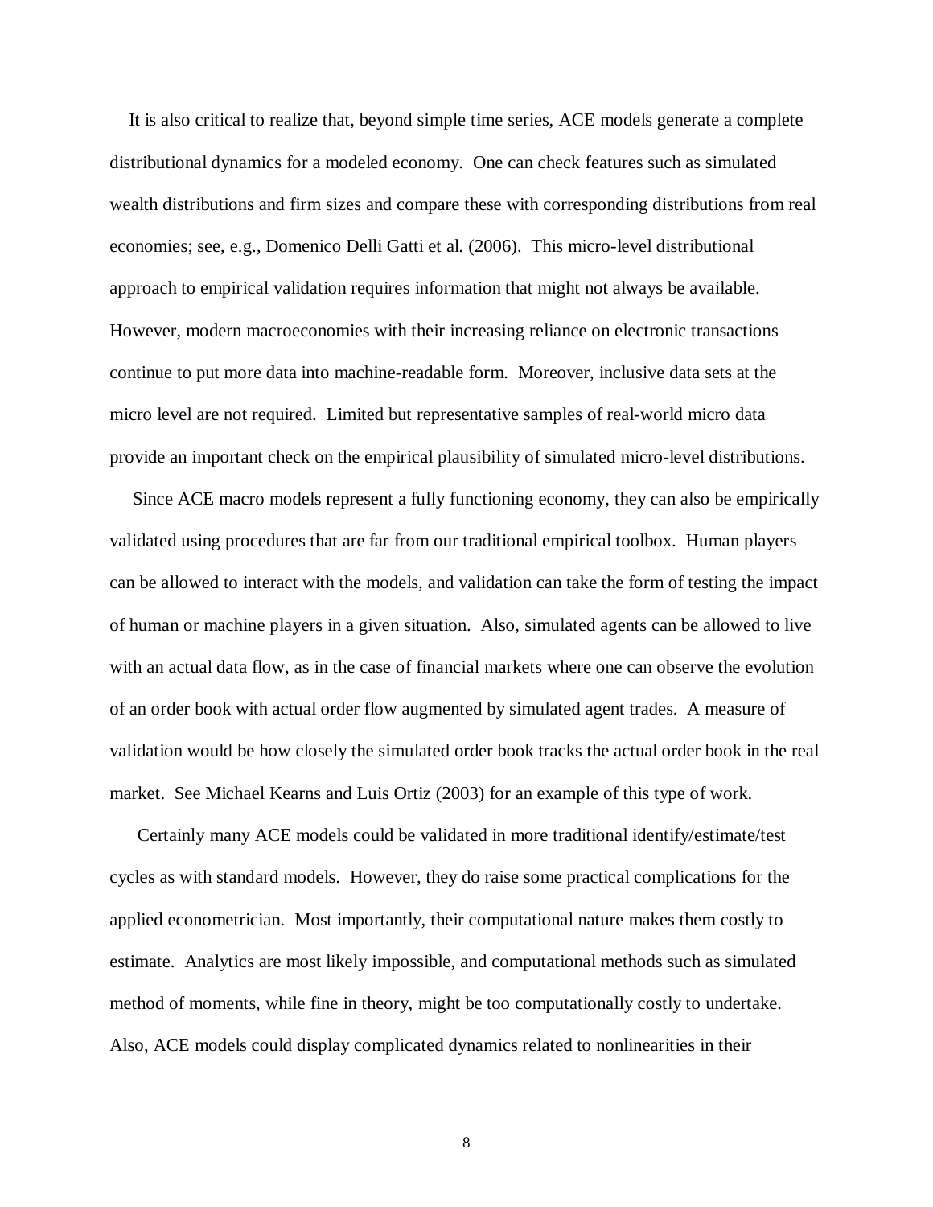It is also critical to realize that, beyond simple time series, ACE models generate a complete distributional dynamics for a modeled economy. One can check features such as simulated wealth distributions and firm sizes and compare these with corresponding distributions from real economies; see, e.g., Domenico Delli Gatti et al. (2006). This micro-level distributional approach to empirical validation requires information that might not always be available. However, modern macroeconomies with their increasing reliance on electronic transactions continue to put more data into machine-readable form. Moreover, inclusive data sets at the micro level are not required. Limited but representative samples of real-world micro data provide an important check on the empirical plausibility of simulated micro-level distributions.

Since ACE macro models represent a fully functioning economy, they can also be empirically validated using procedures that are far from our traditional empirical toolbox. Human players can be allowed to interact with the models, and validation can take the form of testing the impact of human or machine players in a given situation. Also, simulated agents can be allowed to live with an actual data flow, as in the case of financial markets where one can observe the evolution of an order book with actual order flow augmented by simulated agent trades. A measure of validation would be how closely the simulated order book tracks the actual order book in the real market. See Michael Kearns and Luis Ortiz (2003) for an example of this type of work.

Certainly many ACE models could be validated in more traditional identify/estimate/test cycles as with standard models. However, they do raise some practical complications for the applied econometrician. Most importantly, their computational nature makes them costly to estimate. Analytics are most likely impossible, and computational methods such as simulated method of moments, while fine in theory, might be too computationally costly to undertake. Also, ACE models could display complicated dynamics related to nonlinearities in their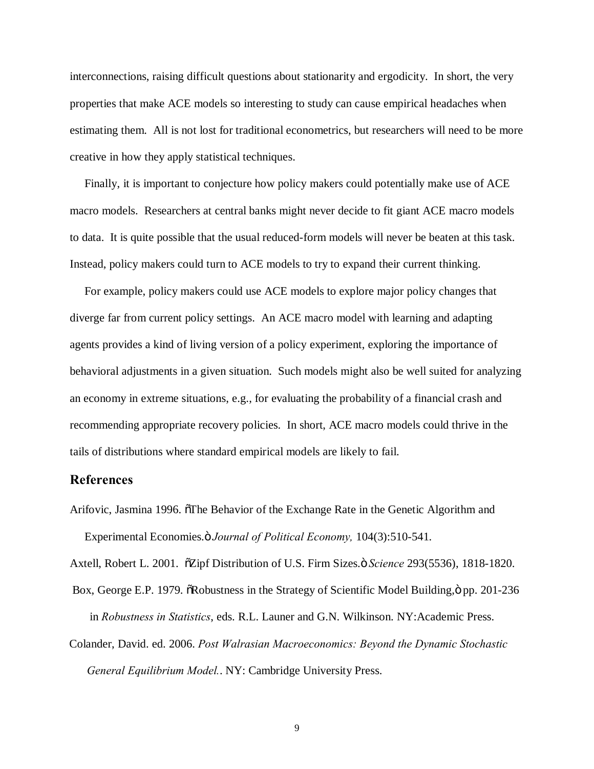interconnections, raising difficult questions about stationarity and ergodicity. In short, the very properties that make ACE models so interesting to study can cause empirical headaches when estimating them. All is not lost for traditional econometrics, but researchers will need to be more creative in how they apply statistical techniques.

Finally, it is important to conjecture how policy makers could potentially make use of ACE macro models. Researchers at central banks might never decide to fit giant ACE macro models to data. It is quite possible that the usual reduced-form models will never be beaten at this task. Instead, policy makers could turn to ACE models to try to expand their current thinking.

For example, policy makers could use ACE models to explore major policy changes that diverge far from current policy settings. An ACE macro model with learning and adapting agents provides a kind of living version of a policy experiment, exploring the importance of behavioral adjustments in a given situation. Such models might also be well suited for analyzing an economy in extreme situations, e.g., for evaluating the probability of a financial crash and recommending appropriate recovery policies. In short, ACE macro models could thrive in the tails of distributions where standard empirical models are likely to fail.

## References

Arifovic, Jasmina 1996. "The Behavior of the Exchange Rate in the Genetic Algorithm and Experimental Economies." *Journal of Political Economy,* 104(3):510-541.

Axtell, Robert L. 2001. "Zipf Distribution of U.S. Firm Sizes." *Science* 293(5536), 1818-1820.

Box, George E.P. 1979. "Robustness in the Strategy of Scientific Model Building," pp. 201-236 in *Robustness in Statistics*, eds. R.L. Launer and G.N. Wilkinson. NY:Academic Press.

Colander, David. ed. 2006. *Post Walrasian Macroeconomics: Beyond the Dynamic Stochastic General Equilibrium Model.*. NY: Cambridge University Press.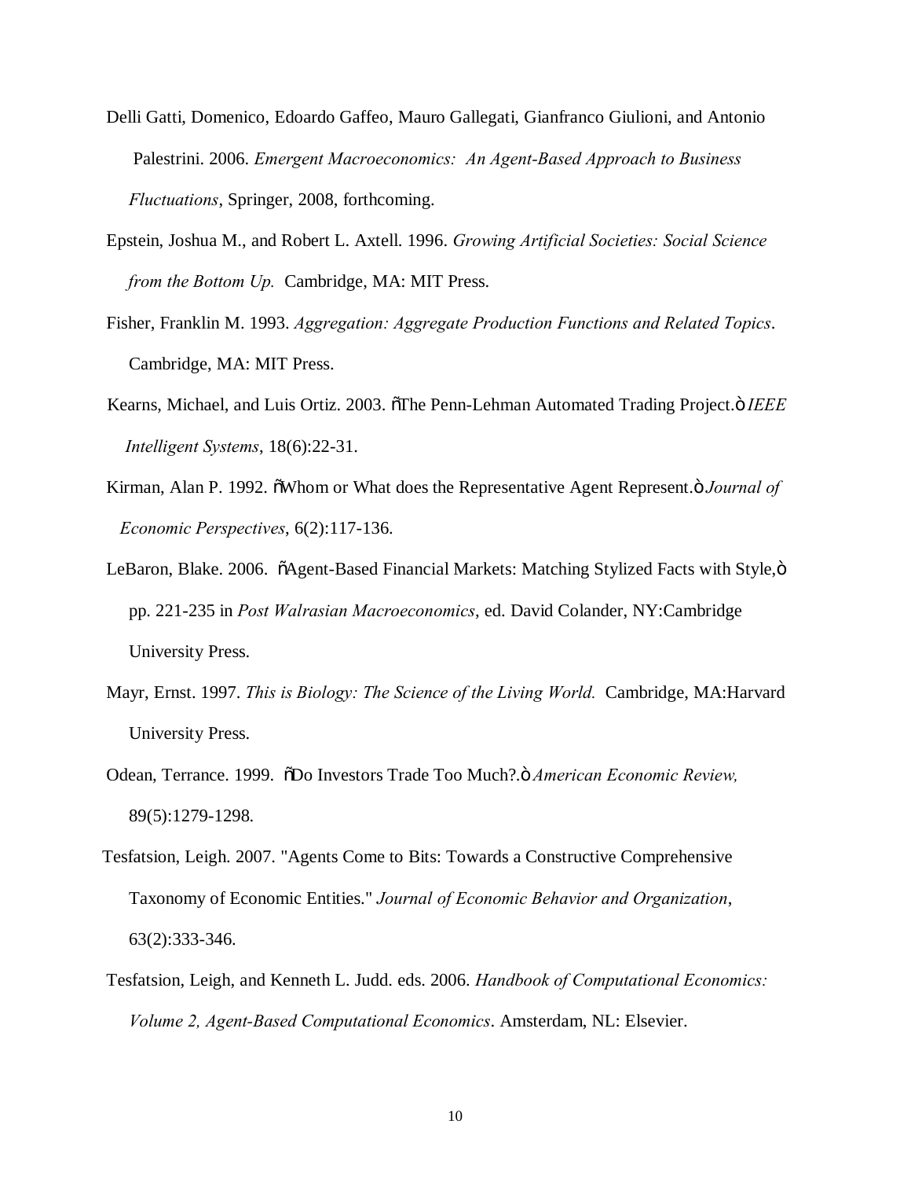Delli Gatti, Domenico, Edoardo Gaffeo, Mauro Gallegati, Gianfranco Giulioni, and Antonio Palestrini. 2006. *Emergent Macroeconomics: An Agent-Based Approach to Business Fluctuations*, Springer, 2008, forthcoming.

Epstein, Joshua M., and Robert L. Axtell. 1996. *Growing Artificial Societies: Social Science from the Bottom Up.* Cambridge, MA: MIT Press.

Fisher, Franklin M. 1993. *Aggregation: Aggregate Production Functions and Related Topics*. Cambridge, MA: MIT Press.

Kearns, Michael, and Luis Ortiz. 2003. õThe Penn-Lehman Automated Trading Project.ö *IEEE Intelligent Systems*, 18(6):22-31.

Kirman, Alan P. 1992. õWhom or What does the Representative Agent Represent.ö *Journal of Economic Perspectives*, 6(2):117-136.

LeBaron, Blake. 2006. õAgent-Based Financial Markets: Matching Stylized Facts with Style,ö pp. 221-235 in *Post Walrasian Macroeconomics*, ed. David Colander, NY:Cambridge University Press.

Mayr, Ernst. 1997. *This is Biology: The Science of the Living World.* Cambridge, MA:Harvard University Press.

Odean, Terrance. 1999. õDo Investors Trade Too Much?.ö *American Economic Review,* 89(5):1279-1298.

Tesfatsion, Leigh. 2007. "Agents Come to Bits: Towards a Constructive Comprehensive Taxonomy of Economic Entities." *Journal of Economic Behavior and Organization*, 63(2):333-346.

Tesfatsion, Leigh, and Kenneth L. Judd. eds. 2006. *Handbook of Computational Economics: Volume 2, Agent-Based Computational Economics*. Amsterdam, NL: Elsevier.